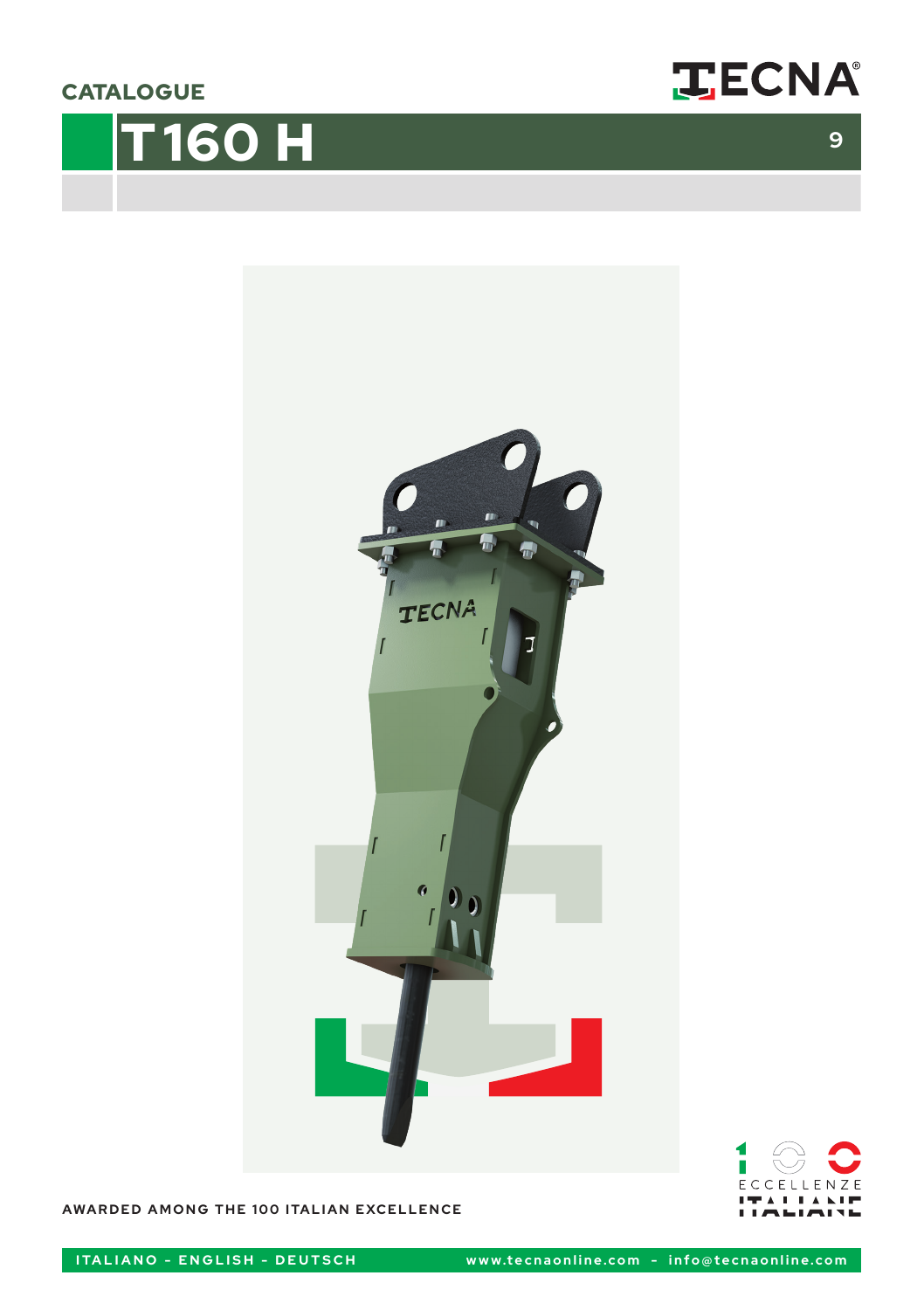CATALOGUE

# T160 H

9

AWARDED AMONG THE 100 ITALIAN EXCELLENCE

ITALIANO - ENGLISH - DEUTSCH

www.tecnaonline.com - info@tecnaonline.com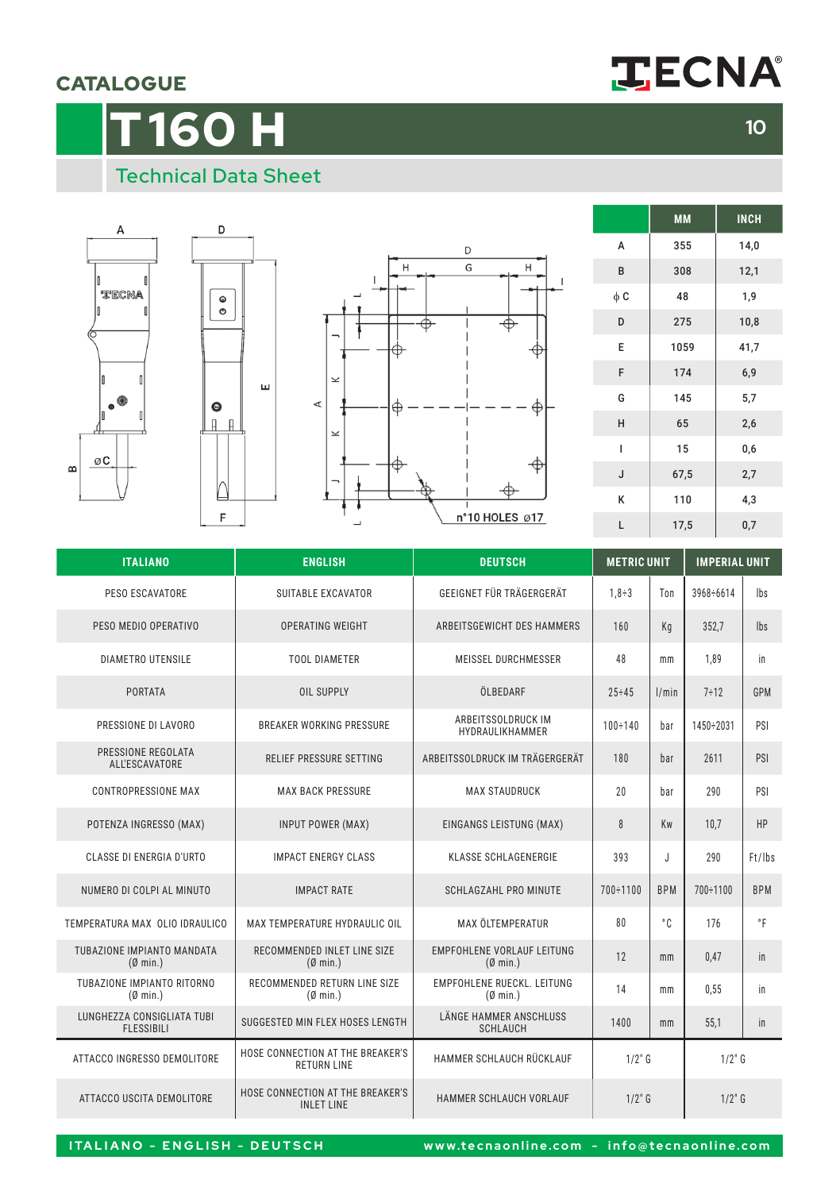CATALOGUE

# T160 H

## Technical Data Sheet

A D E B øC F

D H G H I L J K A K J L

n°10 HOLES ø17

| | MM | INCH |
|---|---|---|
| A | 355 | 14,0 |
| B | 308 | 12,1 |
| ϕ C | 48 | 1,9 |
| D | 275 | 10,8 |
| E | 1059 | 41,7 |
| F | 174 | 6,9 |
| G | 145 | 5,7 |
| H | 65 | 2,6 |
| I | 15 | 0,6 |
| J | 67,5 | 2,7 |
| K | 110 | 4,3 |
| L | 17,5 | 0,7 |

| ITALIANO | ENGLISH | DEUTSCH | METRIC UNIT | | IMPERIAL UNIT | |
|---|---|---|---|---|---|---|
| PESO ESCAVATORE | SUITABLE EXCAVATOR | GEEIGNET FÜR TRÄGERGERÄT | 1,8÷3 | Ton | 3968÷6614 | lbs |
| PESO MEDIO OPERATIVO | OPERATING WEIGHT | ARBEITSGEWICHT DES HAMMERS | 160 | Kg | 352,7 | lbs |
| DIAMETRO UTENSILE | TOOL DIAMETER | MEISSEL DURCHMESSER | 48 | mm | 1,89 | in |
| PORTATA | OIL SUPPLY | ÖLBEDARF | 25÷45 | l/min | 7÷12 | GPM |
| PRESSIONE DI LAVORO | BREAKER WORKING PRESSURE | ARBEITSSOLDRUCK IM HYDRAULIKHAMMER | 100÷140 | bar | 1450÷2031 | PSI |
| PRESSIONE REGOLATA ALL'ESCAVATORE | RELIEF PRESSURE SETTING | ARBEITSSOLDRUCK IM TRÄGERGERÄT | 180 | bar | 2611 | PSI |
| CONTROPRESSIONE MAX | MAX BACK PRESSURE | MAX STAUDRUCK | 20 | bar | 290 | PSI |
| POTENZA INGRESSO (MAX) | INPUT POWER (MAX) | EINGANGS LEISTUNG (MAX) | 8 | Kw | 10,7 | HP |
| CLASSE DI ENERGIA D'URTO | IMPACT ENERGY CLASS | KLASSE SCHLAGENERGIE | 393 | J | 290 | Ft/lbs |
| NUMERO DI COLPI AL MINUTO | IMPACT RATE | SCHLAGZAHL PRO MINUTE | 700÷1100 | BPM | 700÷1100 | BPM |
| TEMPERATURA MAX OLIO IDRAULICO | MAX TEMPERATURE HYDRAULIC OIL | MAX ÖLTEMPERATUR | 80 | °C | 176 | °F |
| TUBAZIONE IMPIANTO MANDATA (Ø min.) | RECOMMENDED INLET LINE SIZE (Ø min.) | EMPFOHLENE VORLAUF LEITUNG (Ø min.) | 12 | mm | 0,47 | in |
| TUBAZIONE IMPIANTO RITORNO (Ø min.) | RECOMMENDED RETURN LINE SIZE (Ø min.) | EMPFOHLENE RUECKL. LEITUNG (Ø min.) | 14 | mm | 0,55 | in |
| LUNGHEZZA CONSIGLIATA TUBI FLESSIBILI | SUGGESTED MIN FLEX HOSES LENGTH | LÄNGE HAMMER ANSCHLUSS SCHLAUCH | 1400 | mm | 55,1 | in |
| ATTACCO INGRESSO DEMOLITORE | HOSE CONNECTION AT THE BREAKER'S RETURN LINE | HAMMER SCHLAUCH RÜCKLAUF | 1/2" G | | 1/2" G | |
| ATTACCO USCITA DEMOLITORE | HOSE CONNECTION AT THE BREAKER'S INLET LINE | HAMMER SCHLAUCH VORLAUF | 1/2" G | | 1/2" G | |

ITALIANO - ENGLISH - DEUTSCH

www.tecnaonline.com - info@tecnaonline.com